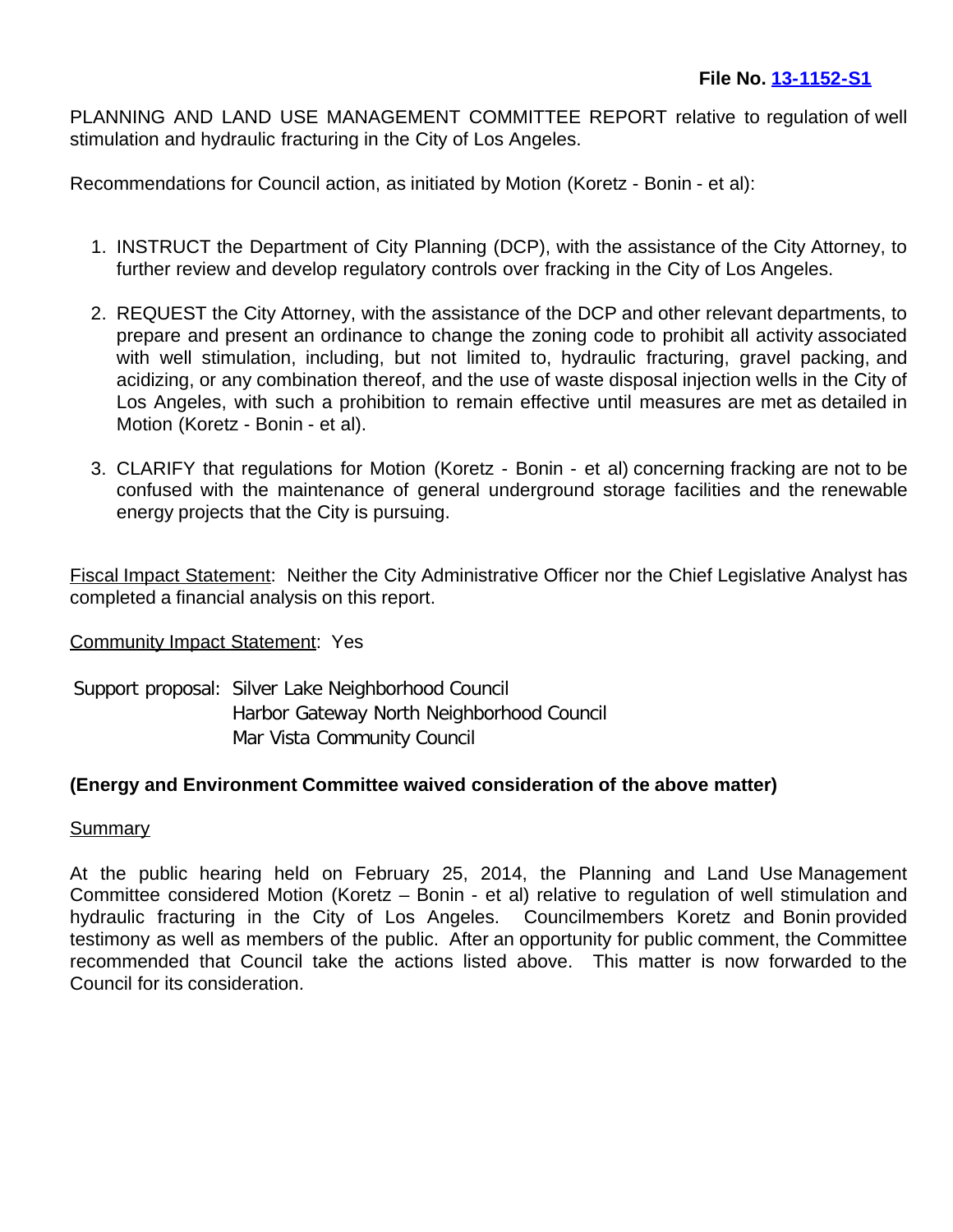**File No. [13-1152-S1](13-1152-S1)**

PLANNING AND LAND USE MANAGEMENT COMMITTEE REPORT relative to regulation of well stimulation and hydraulic fracturing in the City of Los Angeles.

Recommendations for Council action, as initiated by Motion (Koretz - Bonin - et al):

1. INSTRUCT the Department of City Planning (DCP), with the assistance of the City Attorney, to further review and develop regulatory controls over fracking in the City of Los Angeles.

2. REQUEST the City Attorney, with the assistance of the DCP and other relevant departments, to prepare and present an ordinance to change the zoning code to prohibit all activity associated with well stimulation, including, but not limited to, hydraulic fracturing, gravel packing, and acidizing, or any combination thereof, and the use of waste disposal injection wells in the City of Los Angeles, with such a prohibition to remain effective until measures are met as detailed in Motion (Koretz - Bonin - et al).

3. CLARIFY that regulations for Motion (Koretz - Bonin - et al) concerning fracking are not to be confused with the maintenance of general underground storage facilities and the renewable energy projects that the City is pursuing.

Fiscal Impact Statement: Neither the City Administrative Officer nor the Chief Legislative Analyst has completed a financial analysis on this report.

Community Impact Statement: Yes

Support proposal: Silver Lake Neighborhood Council
Harbor Gateway North Neighborhood Council
Mar Vista Community Council

**(Energy and Environment Committee waived consideration of the above matter)**

Summary

At the public hearing held on February 25, 2014, the Planning and Land Use Management Committee considered Motion (Koretz – Bonin - et al) relative to regulation of well stimulation and hydraulic fracturing in the City of Los Angeles. Councilmembers Koretz and Bonin provided testimony as well as members of the public. After an opportunity for public comment, the Committee recommended that Council take the actions listed above. This matter is now forwarded to the Council for its consideration.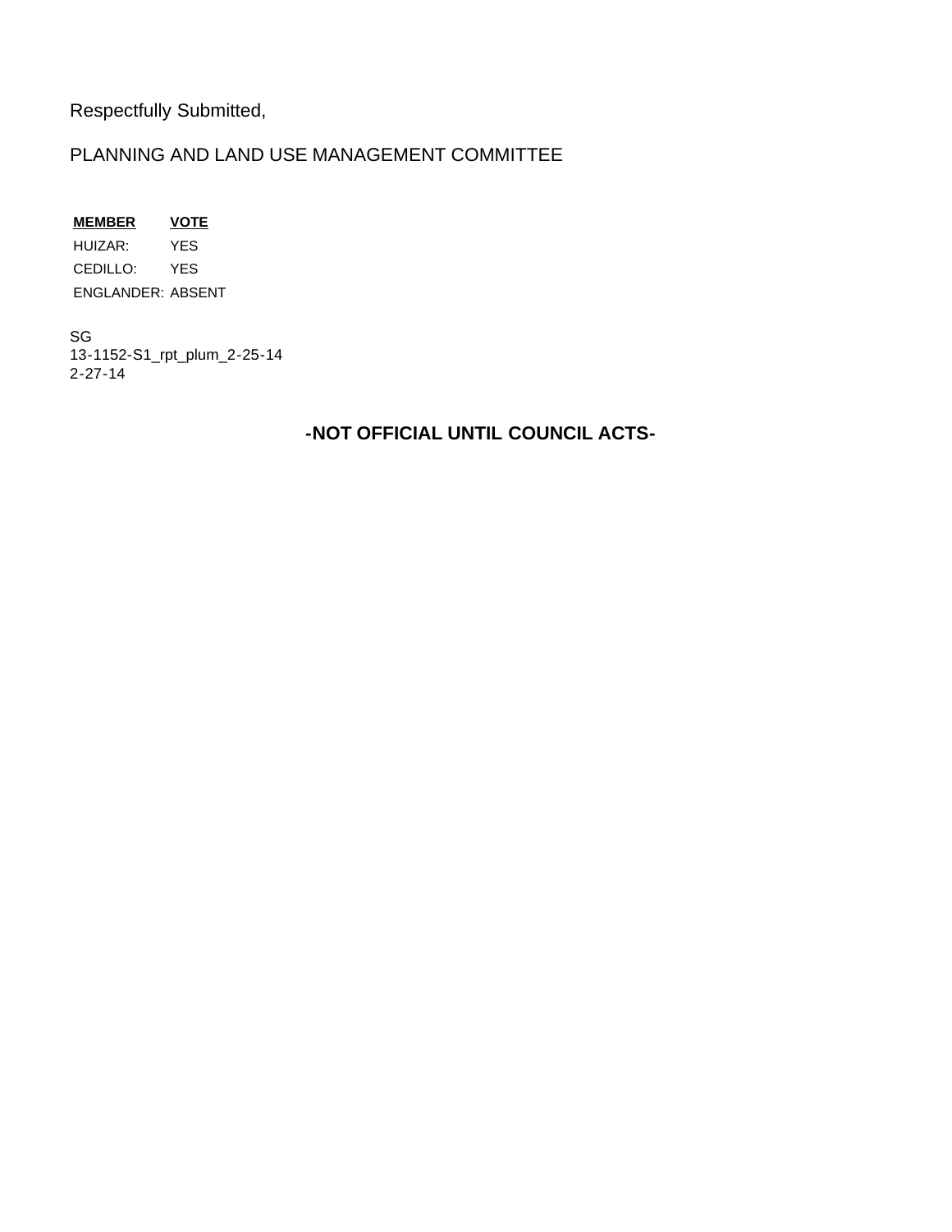Respectfully Submitted,

PLANNING AND LAND USE MANAGEMENT COMMITTEE

| MEMBER | VOTE |
|---|---|
| HUIZAR: | YES |
| CEDILLO: | YES |
| ENGLANDER: | ABSENT |

SG
13-1152-S1_rpt_plum_2-25-14
2-27-14

**-NOT OFFICIAL UNTIL COUNCIL ACTS-**